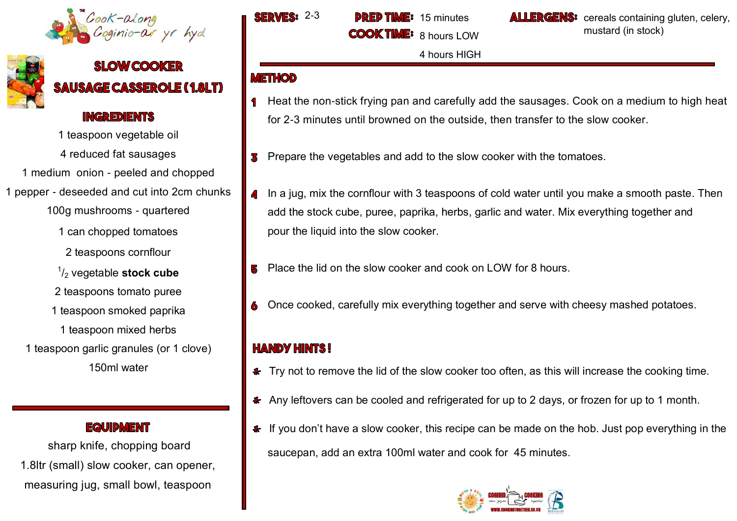The Cook-along
Coginio-ar yr hyd

# SLOW COOKER SAUSAGE CASSEROLE (1.8LT)

## INGREDIENTS

1 teaspoon vegetable oil

4 reduced fat sausages

1 medium onion - peeled and chopped

1 pepper - deseeded and cut into 2cm chunks

100g mushrooms - quartered

1 can chopped tomatoes

2 teaspoons cornflour

$^{1}/_{2}$ vegetable **stock cube**

2 teaspoons tomato puree

1 teaspoon smoked paprika

1 teaspoon mixed herbs

1 teaspoon garlic granules (or 1 clove)

150ml water

## EQUIPMENT

sharp knife, chopping board

1.8ltr (small) slow cooker, can opener,

measuring jug, small bowl, teaspoon

**SERVES:** 2-3

**PREP TIME:** 15 minutes

**COOK TIME:** 8 hours LOW

4 hours HIGH

**ALLERGENS:** cereals containing gluten, celery, mustard (in stock)

## METHOD

1 Heat the non-stick frying pan and carefully add the sausages. Cook on a medium to high heat for 2-3 minutes until browned on the outside, then transfer to the slow cooker.

3 Prepare the vegetables and add to the slow cooker with the tomatoes.

4 In a jug, mix the cornflour with 3 teaspoons of cold water until you make a smooth paste. Then add the stock cube, puree, paprika, herbs, garlic and water. Mix everything together and pour the liquid into the slow cooker.

5 Place the lid on the slow cooker and cook on LOW for 8 hours.

6 Once cooked, carefully mix everything together and serve with cheesy mashed potatoes.

## HANDY HINTS!

* Try not to remove the lid of the slow cooker too often, as this will increase the cooking time.
* Any leftovers can be cooled and refrigerated for up to 2 days, or frozen for up to 1 month.
* If you don't have a slow cooker, this recipe can be made on the hob. Just pop everything in the saucepan, add an extra 100ml water and cook for 45 minutes.

WWW.COOKINGTOGETHER.CO.UK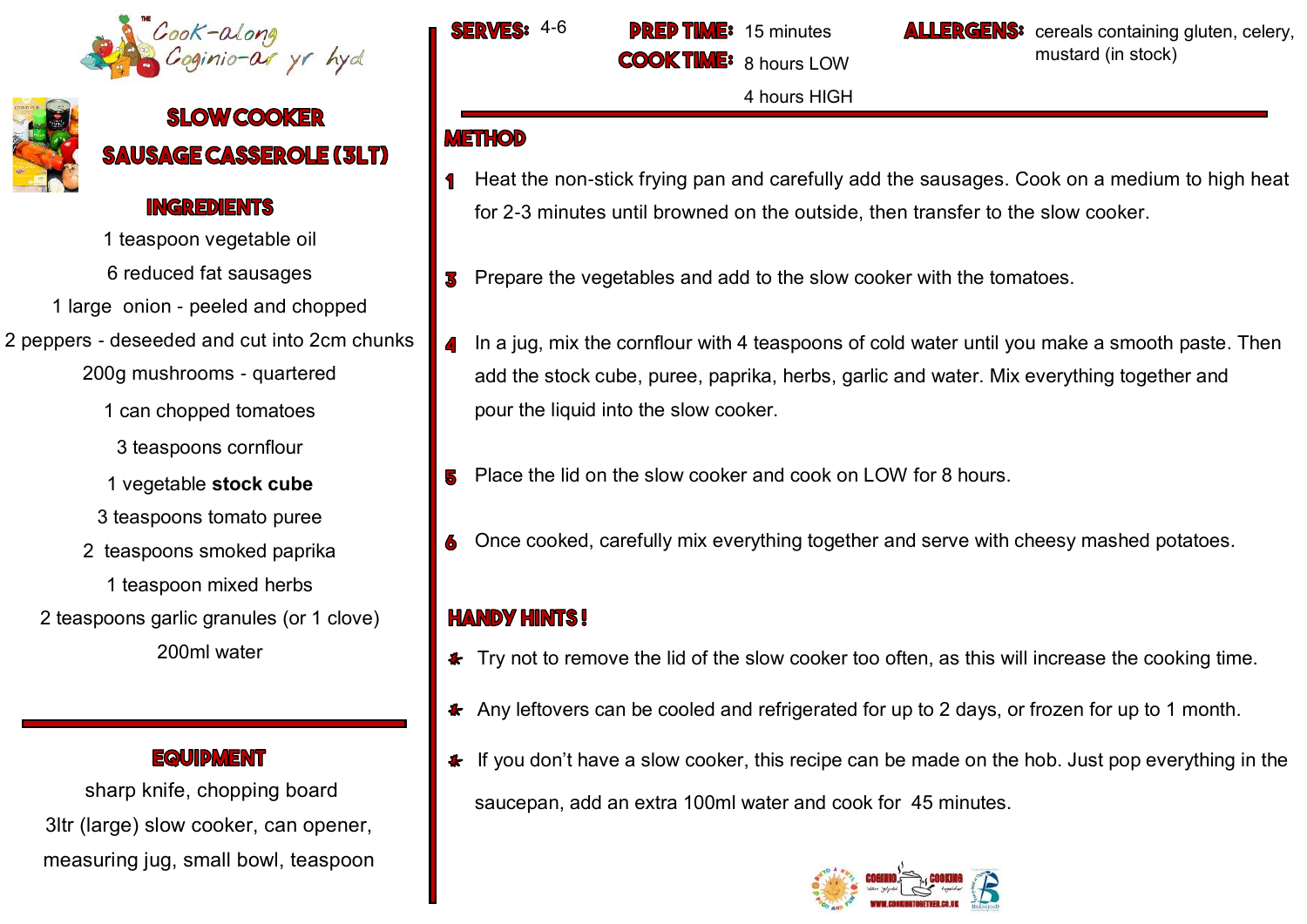The Cook-along
Coginio-ar yr hyd

# SLOW COOKER SAUSAGE CASSEROLE (3LT)

## INGREDIENTS

1 teaspoon vegetable oil

6 reduced fat sausages

1 large onion - peeled and chopped

2 peppers - deseeded and cut into 2cm chunks

200g mushrooms - quartered

1 can chopped tomatoes

3 teaspoons cornflour

1 vegetable **stock cube**

3 teaspoons tomato puree

2 teaspoons smoked paprika

1 teaspoon mixed herbs

2 teaspoons garlic granules (or 1 clove)

200ml water

## EQUIPMENT

sharp knife, chopping board

3ltr (large) slow cooker, can opener,

measuring jug, small bowl, teaspoon

**SERVES:** 4-6

**PREP TIME:** 15 minutes

**COOK TIME:** 8 hours LOW

4 hours HIGH

**ALLERGENS:** cereals containing gluten, celery, mustard (in stock)

## METHOD

1. Heat the non-stick frying pan and carefully add the sausages. Cook on a medium to high heat for 2-3 minutes until browned on the outside, then transfer to the slow cooker.

3. Prepare the vegetables and add to the slow cooker with the tomatoes.

4. In a jug, mix the cornflour with 4 teaspoons of cold water until you make a smooth paste. Then add the stock cube, puree, paprika, herbs, garlic and water. Mix everything together and pour the liquid into the slow cooker.

5. Place the lid on the slow cooker and cook on LOW for 8 hours.

6. Once cooked, carefully mix everything together and serve with cheesy mashed potatoes.

## HANDY HINTS!

- Try not to remove the lid of the slow cooker too often, as this will increase the cooking time.
- Any leftovers can be cooled and refrigerated for up to 2 days, or frozen for up to 1 month.
- If you don't have a slow cooker, this recipe can be made on the hob. Just pop everything in the saucepan, add an extra 100ml water and cook for 45 minutes.

WWW.COOKINGTOGETHER.CO.UK